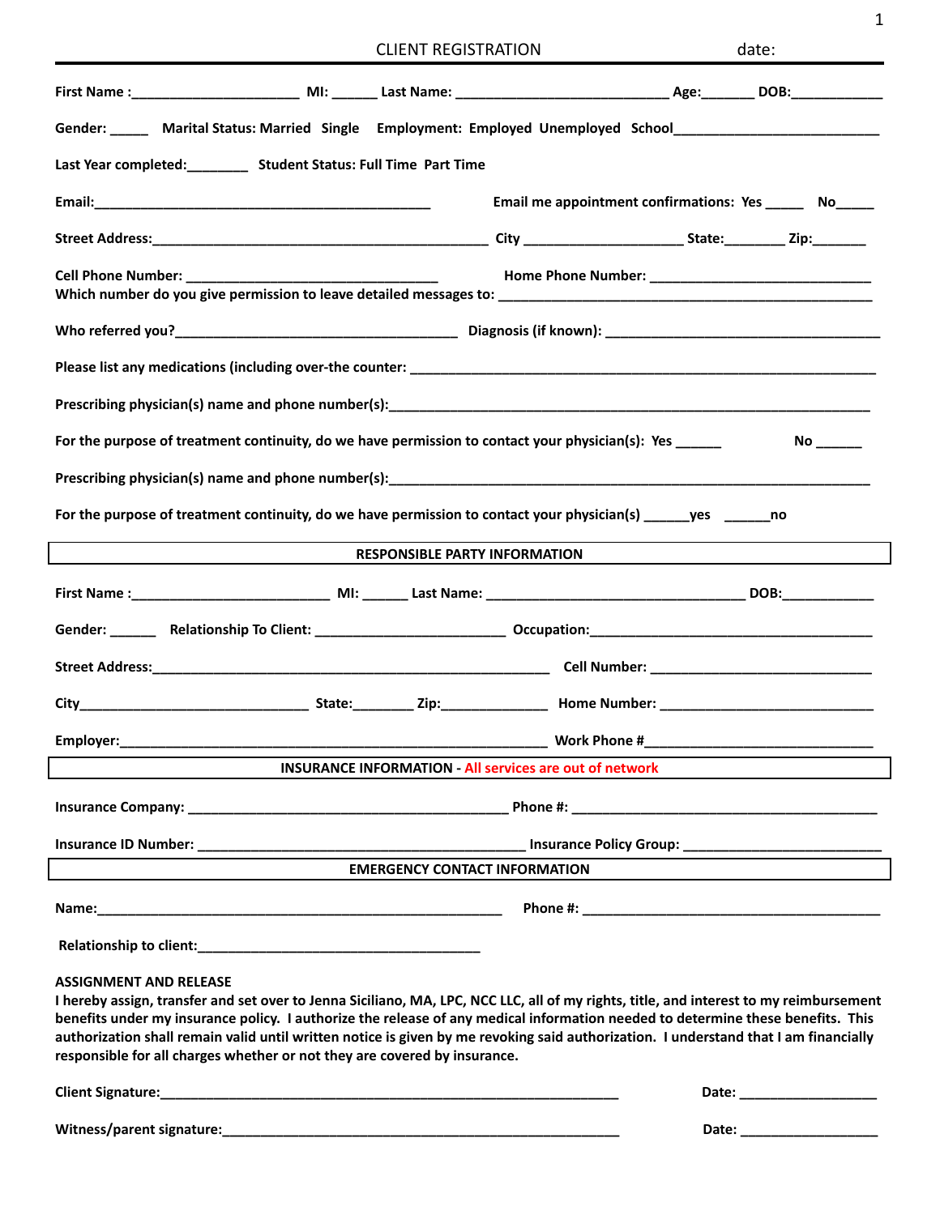# CLIENT REGISTRATION

date:

**First Name :**______________________ **MI:** ______ **Last Name:** ____________________________ **Age:**_______ **DOB:**____________

**Gender:** _____ **Marital Status: Married Single Employment: Employed Unemployed School**___________________________

**Last Year completed:**________ **Student Status: Full Time Part Time**

**Email:**_____________________________________________ **Email me appointment confirmations: Yes** _____ **No**_____

**Street Address:**_____________________________________________ **City** ____________________ **State:**________ **Zip:**_______

**Cell Phone Number:** _________________________________ **Home Phone Number:** _____________________________

**Which number do you give permission to leave detailed messages to:** __________________________________________________

**Who referred you?**_____________________________________ **Diagnosis (if known):** ____________________________________

**Please list any medications (including over-the counter:** ___________________________________________________________

**Prescribing physician(s) name and phone number(s):**________________________________________________________________

**For the purpose of treatment continuity, do we have permission to contact your physician(s): Yes** ______ **No** ______

**Prescribing physician(s) name and phone number(s):**________________________________________________________________

**For the purpose of treatment continuity, do we have permission to contact your physician(s)** ______**yes** ______**no**

## RESPONSIBLE PARTY INFORMATION

**First Name :**__________________________ **MI:** ______ **Last Name:** __________________________________ **DOB:**____________

**Gender:** ______ **Relationship To Client:** _________________________ **Occupation:**_______________________________________

**Street Address:**____________________________________________________ **Cell Number:** _____________________________

**City**_____________________________ **State:**________ **Zip:**______________ **Home Number:** ____________________________

**Employer:**________________________________________________________ **Work Phone #**_____________________________

## INSURANCE INFORMATION - All services are out of network

**Insurance Company:** __________________________________________ **Phone #:** _______________________________________

**Insurance ID Number:** ___________________________________________ **Insurance Policy Group:** __________________________

## EMERGENCY CONTACT INFORMATION

**Name:**______________________________________________________ **Phone #:** _______________________________________

**Relationship to client:**______________________________________

**ASSIGNMENT AND RELEASE**

**I hereby assign, transfer and set over to Jenna Siciliano, MA, LPC, NCC LLC, all of my rights, title, and interest to my reimbursement benefits under my insurance policy. I authorize the release of any medical information needed to determine these benefits. This authorization shall remain valid until written notice is given by me revoking said authorization. I understand that I am financially responsible for all charges whether or not they are covered by insurance.**

**Client Signature:**______________________________________________________________ **Date:** __________________

**Witness/parent signature:**_______________________________________________________ **Date:** __________________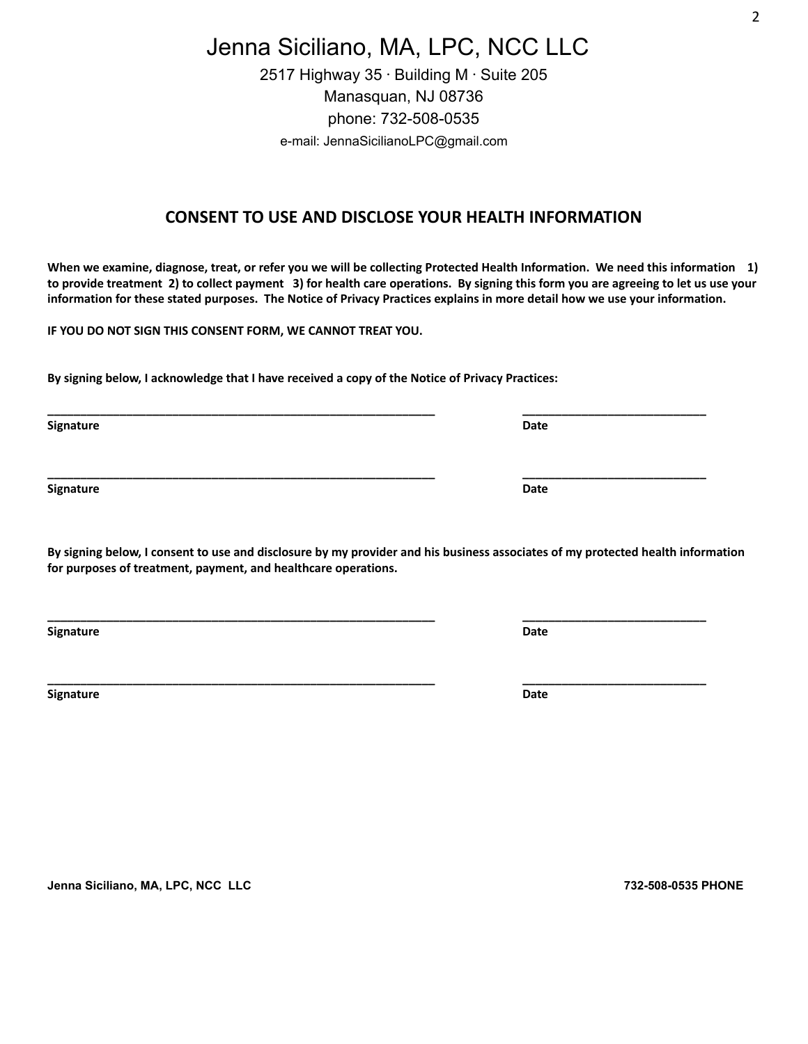# Jenna Siciliano, MA, LPC, NCC LLC

2517 Highway 35 · Building M · Suite 205
Manasquan, NJ 08736
phone: 732-508-0535
e-mail: JennaSicilianoLPC@gmail.com

## CONSENT TO USE AND DISCLOSE YOUR HEALTH INFORMATION

**When we examine, diagnose, treat, or refer you we will be collecting Protected Health Information. We need this information 1) to provide treatment 2) to collect payment 3) for health care operations. By signing this form you are agreeing to let us use your information for these stated purposes. The Notice of Privacy Practices explains in more detail how we use your information.**

**IF YOU DO NOT SIGN THIS CONSENT FORM, WE CANNOT TREAT YOU.**

**By signing below, I acknowledge that I have received a copy of the Notice of Privacy Practices:**

______________________________________________________________ ____________________________

**Signature** **Date**

______________________________________________________________ ____________________________

**Signature** **Date**

**By signing below, I consent to use and disclosure by my provider and his business associates of my protected health information for purposes of treatment, payment, and healthcare operations.**

______________________________________________________________ ____________________________

**Signature** **Date**

______________________________________________________________ ____________________________

**Signature** **Date**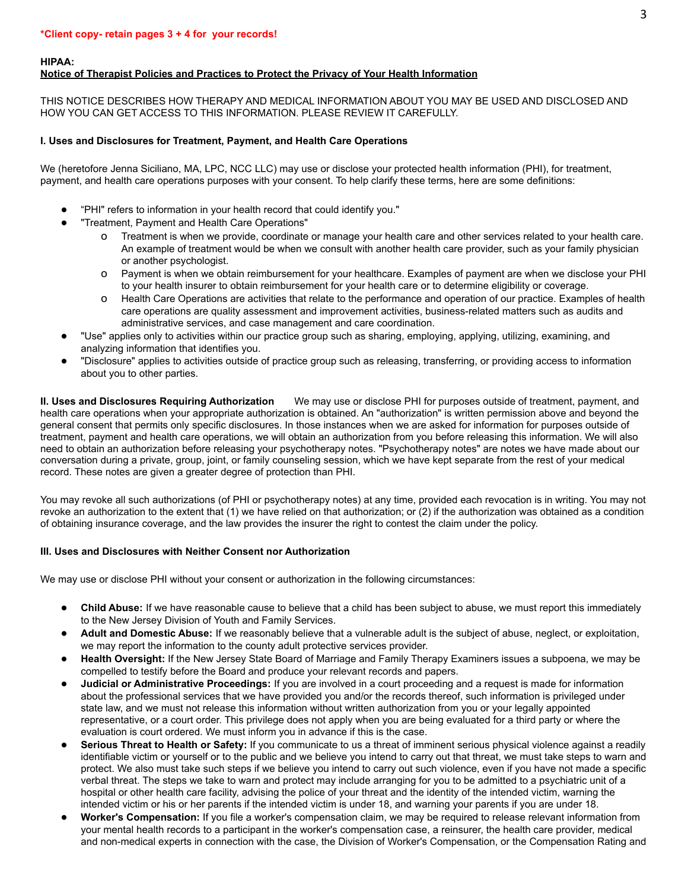**\*Client copy- retain pages 3 + 4 for your records!**

**HIPAA:**
**Notice of Therapist Policies and Practices to Protect the Privacy of Your Health Information**

THIS NOTICE DESCRIBES HOW THERAPY AND MEDICAL INFORMATION ABOUT YOU MAY BE USED AND DISCLOSED AND HOW YOU CAN GET ACCESS TO THIS INFORMATION. PLEASE REVIEW IT CAREFULLY.

**I. Uses and Disclosures for Treatment, Payment, and Health Care Operations**

We (heretofore Jenna Siciliano, MA, LPC, NCC LLC) may use or disclose your protected health information (PHI), for treatment, payment, and health care operations purposes with your consent. To help clarify these terms, here are some definitions:

- "PHI" refers to information in your health record that could identify you."
- "Treatment, Payment and Health Care Operations"
  - Treatment is when we provide, coordinate or manage your health care and other services related to your health care. An example of treatment would be when we consult with another health care provider, such as your family physician or another psychologist.
  - Payment is when we obtain reimbursement for your healthcare. Examples of payment are when we disclose your PHI to your health insurer to obtain reimbursement for your health care or to determine eligibility or coverage.
  - Health Care Operations are activities that relate to the performance and operation of our practice. Examples of health care operations are quality assessment and improvement activities, business-related matters such as audits and administrative services, and case management and care coordination.
- "Use" applies only to activities within our practice group such as sharing, employing, applying, utilizing, examining, and analyzing information that identifies you.
- "Disclosure" applies to activities outside of practice group such as releasing, transferring, or providing access to information about you to other parties.

**II. Uses and Disclosures Requiring Authorization** We may use or disclose PHI for purposes outside of treatment, payment, and health care operations when your appropriate authorization is obtained. An "authorization" is written permission above and beyond the general consent that permits only specific disclosures. In those instances when we are asked for information for purposes outside of treatment, payment and health care operations, we will obtain an authorization from you before releasing this information. We will also need to obtain an authorization before releasing your psychotherapy notes. "Psychotherapy notes" are notes we have made about our conversation during a private, group, joint, or family counseling session, which we have kept separate from the rest of your medical record. These notes are given a greater degree of protection than PHI.

You may revoke all such authorizations (of PHI or psychotherapy notes) at any time, provided each revocation is in writing. You may not revoke an authorization to the extent that (1) we have relied on that authorization; or (2) if the authorization was obtained as a condition of obtaining insurance coverage, and the law provides the insurer the right to contest the claim under the policy.

**III. Uses and Disclosures with Neither Consent nor Authorization**

We may use or disclose PHI without your consent or authorization in the following circumstances:

- **Child Abuse:** If we have reasonable cause to believe that a child has been subject to abuse, we must report this immediately to the New Jersey Division of Youth and Family Services.
- **Adult and Domestic Abuse:** If we reasonably believe that a vulnerable adult is the subject of abuse, neglect, or exploitation, we may report the information to the county adult protective services provider.
- **Health Oversight:** If the New Jersey State Board of Marriage and Family Therapy Examiners issues a subpoena, we may be compelled to testify before the Board and produce your relevant records and papers.
- **Judicial or Administrative Proceedings:** If you are involved in a court proceeding and a request is made for information about the professional services that we have provided you and/or the records thereof, such information is privileged under state law, and we must not release this information without written authorization from you or your legally appointed representative, or a court order. This privilege does not apply when you are being evaluated for a third party or where the evaluation is court ordered. We must inform you in advance if this is the case.
- **Serious Threat to Health or Safety:** If you communicate to us a threat of imminent serious physical violence against a readily identifiable victim or yourself or to the public and we believe you intend to carry out that threat, we must take steps to warn and protect. We also must take such steps if we believe you intend to carry out such violence, even if you have not made a specific verbal threat. The steps we take to warn and protect may include arranging for you to be admitted to a psychiatric unit of a hospital or other health care facility, advising the police of your threat and the identity of the intended victim, warning the intended victim or his or her parents if the intended victim is under 18, and warning your parents if you are under 18.
- **Worker's Compensation:** If you file a worker's compensation claim, we may be required to release relevant information from your mental health records to a participant in the worker's compensation case, a reinsurer, the health care provider, medical and non-medical experts in connection with the case, the Division of Worker's Compensation, or the Compensation Rating and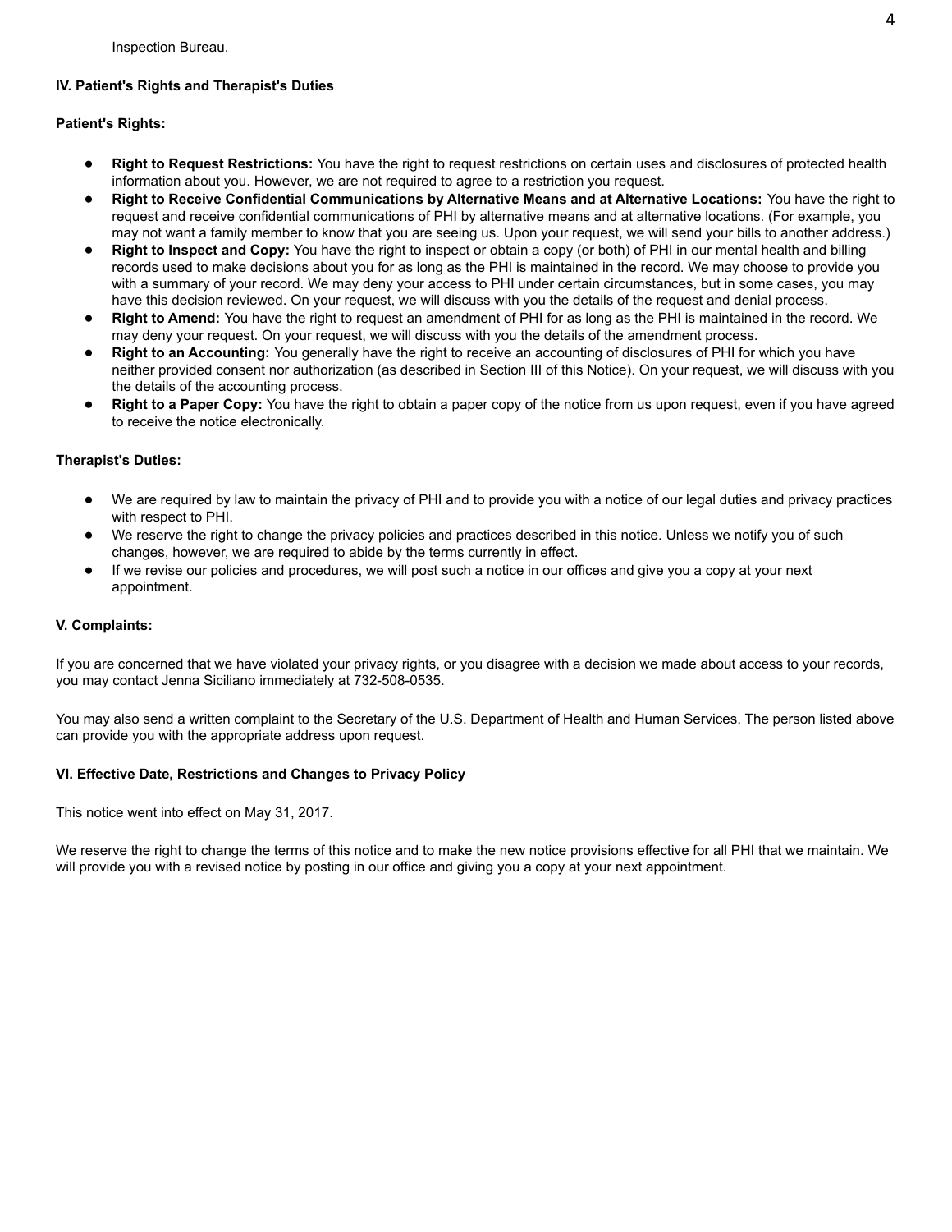Inspection Bureau.

**IV. Patient's Rights and Therapist's Duties**

**Patient's Rights:**

- **Right to Request Restrictions:** You have the right to request restrictions on certain uses and disclosures of protected health information about you. However, we are not required to agree to a restriction you request.
- **Right to Receive Confidential Communications by Alternative Means and at Alternative Locations:** You have the right to request and receive confidential communications of PHI by alternative means and at alternative locations. (For example, you may not want a family member to know that you are seeing us. Upon your request, we will send your bills to another address.)
- **Right to Inspect and Copy:** You have the right to inspect or obtain a copy (or both) of PHI in our mental health and billing records used to make decisions about you for as long as the PHI is maintained in the record. We may choose to provide you with a summary of your record. We may deny your access to PHI under certain circumstances, but in some cases, you may have this decision reviewed. On your request, we will discuss with you the details of the request and denial process.
- **Right to Amend:** You have the right to request an amendment of PHI for as long as the PHI is maintained in the record. We may deny your request. On your request, we will discuss with you the details of the amendment process.
- **Right to an Accounting:** You generally have the right to receive an accounting of disclosures of PHI for which you have neither provided consent nor authorization (as described in Section III of this Notice). On your request, we will discuss with you the details of the accounting process.
- **Right to a Paper Copy:** You have the right to obtain a paper copy of the notice from us upon request, even if you have agreed to receive the notice electronically.

**Therapist's Duties:**

- We are required by law to maintain the privacy of PHI and to provide you with a notice of our legal duties and privacy practices with respect to PHI.
- We reserve the right to change the privacy policies and practices described in this notice. Unless we notify you of such changes, however, we are required to abide by the terms currently in effect.
- If we revise our policies and procedures, we will post such a notice in our offices and give you a copy at your next appointment.

**V. Complaints:**

If you are concerned that we have violated your privacy rights, or you disagree with a decision we made about access to your records, you may contact Jenna Siciliano immediately at 732-508-0535.

You may also send a written complaint to the Secretary of the U.S. Department of Health and Human Services. The person listed above can provide you with the appropriate address upon request.

**VI. Effective Date, Restrictions and Changes to Privacy Policy**

This notice went into effect on May 31, 2017.

We reserve the right to change the terms of this notice and to make the new notice provisions effective for all PHI that we maintain. We will provide you with a revised notice by posting in our office and giving you a copy at your next appointment.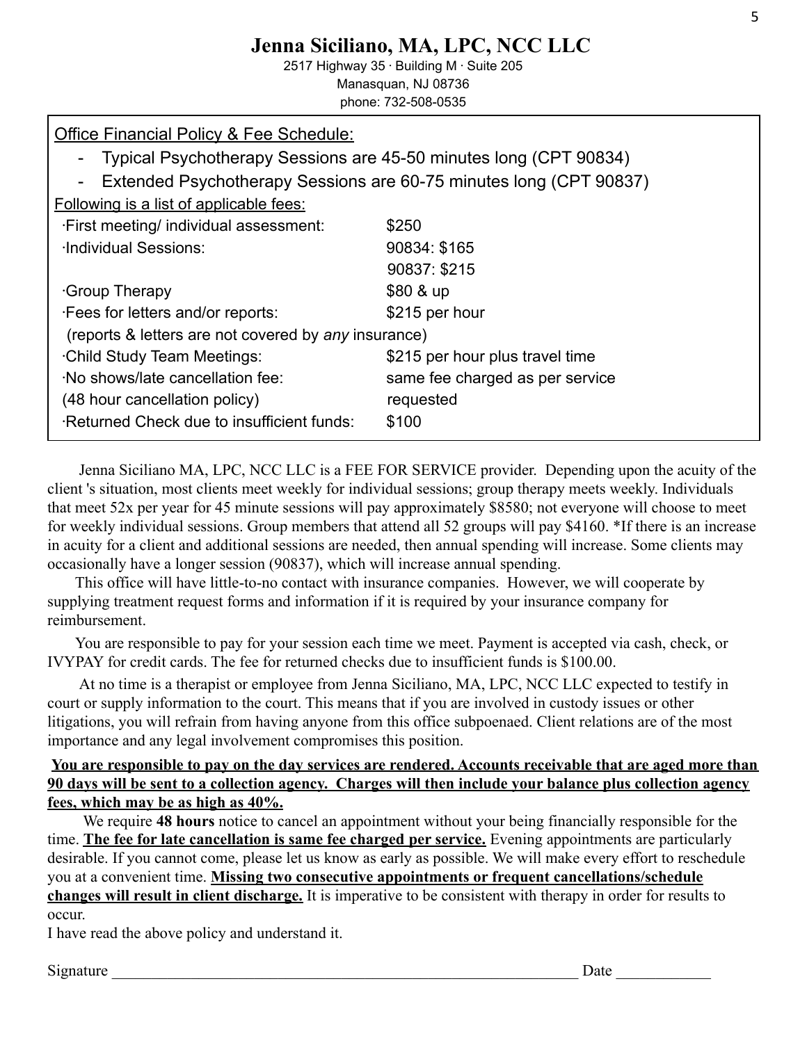# Jenna Siciliano, MA, LPC, NCC LLC

2517 Highway 35 · Building M · Suite 205
Manasquan, NJ 08736
phone: 732-508-0535

Office Financial Policy & Fee Schedule:

- Typical Psychotherapy Sessions are 45-50 minutes long (CPT 90834)
- Extended Psychotherapy Sessions are 60-75 minutes long (CPT 90837)

Following is a list of applicable fees:

| Service | Fee |
|---|---|
| ·First meeting/ individual assessment: | $250 |
| ·Individual Sessions: | 90834: $165 |
| | 90837: $215 |
| ·Group Therapy | $80 & up |
| ·Fees for letters and/or reports: | $215 per hour |
| (reports & letters are not covered by *any* insurance) | |
| ·Child Study Team Meetings: | $215 per hour plus travel time |
| ·No shows/late cancellation fee: (48 hour cancellation policy) | same fee charged as per service requested |
| ·Returned Check due to insufficient funds: | $100 |

Jenna Siciliano MA, LPC, NCC LLC is a FEE FOR SERVICE provider. Depending upon the acuity of the client 's situation, most clients meet weekly for individual sessions; group therapy meets weekly. Individuals that meet 52x per year for 45 minute sessions will pay approximately $8580; not everyone will choose to meet for weekly individual sessions. Group members that attend all 52 groups will pay $4160. *If there is an increase in acuity for a client and additional sessions are needed, then annual spending will increase. Some clients may occasionally have a longer session (90837), which will increase annual spending.

This office will have little-to-no contact with insurance companies. However, we will cooperate by supplying treatment request forms and information if it is required by your insurance company for reimbursement.

You are responsible to pay for your session each time we meet. Payment is accepted via cash, check, or IVYPAY for credit cards. The fee for returned checks due to insufficient funds is $100.00.

At no time is a therapist or employee from Jenna Siciliano, MA, LPC, NCC LLC expected to testify in court or supply information to the court. This means that if you are involved in custody issues or other litigations, you will refrain from having anyone from this office subpoenaed. Client relations are of the most importance and any legal involvement compromises this position.

**You are responsible to pay on the day services are rendered. Accounts receivable that are aged more than 90 days will be sent to a collection agency. Charges will then include your balance plus collection agency fees, which may be as high as 40%.**

We require **48 hours** notice to cancel an appointment without your being financially responsible for the time. **The fee for late cancellation is same fee charged per service.** Evening appointments are particularly desirable. If you cannot come, please let us know as early as possible. We will make every effort to reschedule you at a convenient time. **Missing two consecutive appointments or frequent cancellations/schedule changes will result in client discharge.** It is imperative to be consistent with therapy in order for results to occur.

I have read the above policy and understand it.

Signature ______________________________________________ Date ____________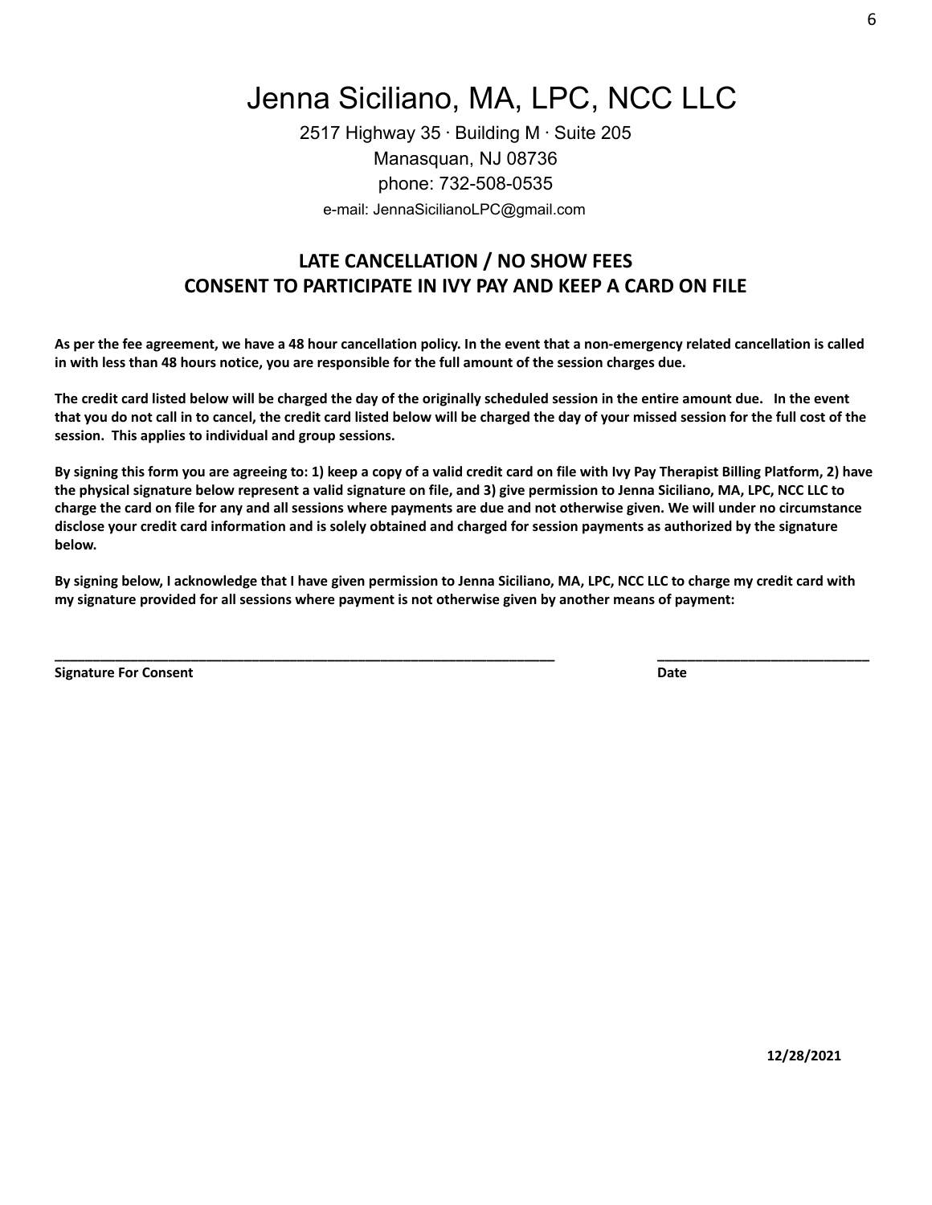# Jenna Siciliano, MA, LPC, NCC LLC

2517 Highway 35 · Building M · Suite 205
Manasquan, NJ 08736
phone: 732-508-0535
e-mail: JennaSicilianoLPC@gmail.com

## LATE CANCELLATION / NO SHOW FEES
## CONSENT TO PARTICIPATE IN IVY PAY AND KEEP A CARD ON FILE

**As per the fee agreement, we have a 48 hour cancellation policy. In the event that a non-emergency related cancellation is called in with less than 48 hours notice, you are responsible for the full amount of the session charges due.**

**The credit card listed below will be charged the day of the originally scheduled session in the entire amount due. In the event that you do not call in to cancel, the credit card listed below will be charged the day of your missed session for the full cost of the session. This applies to individual and group sessions.**

**By signing this form you are agreeing to: 1) keep a copy of a valid credit card on file with Ivy Pay Therapist Billing Platform, 2) have the physical signature below represent a valid signature on file, and 3) give permission to Jenna Siciliano, MA, LPC, NCC LLC to charge the card on file for any and all sessions where payments are due and not otherwise given. We will under no circumstance disclose your credit card information and is solely obtained and charged for session payments as authorized by the signature below.**

**By signing below, I acknowledge that I have given permission to Jenna Siciliano, MA, LPC, NCC LLC to charge my credit card with my signature provided for all sessions where payment is not otherwise given by another means of payment:**

_______________________________________________________________ &nbsp;&nbsp;&nbsp;&nbsp; ____________________________

**Signature For Consent** &nbsp;&nbsp;&nbsp;&nbsp; **Date**

**12/28/2021**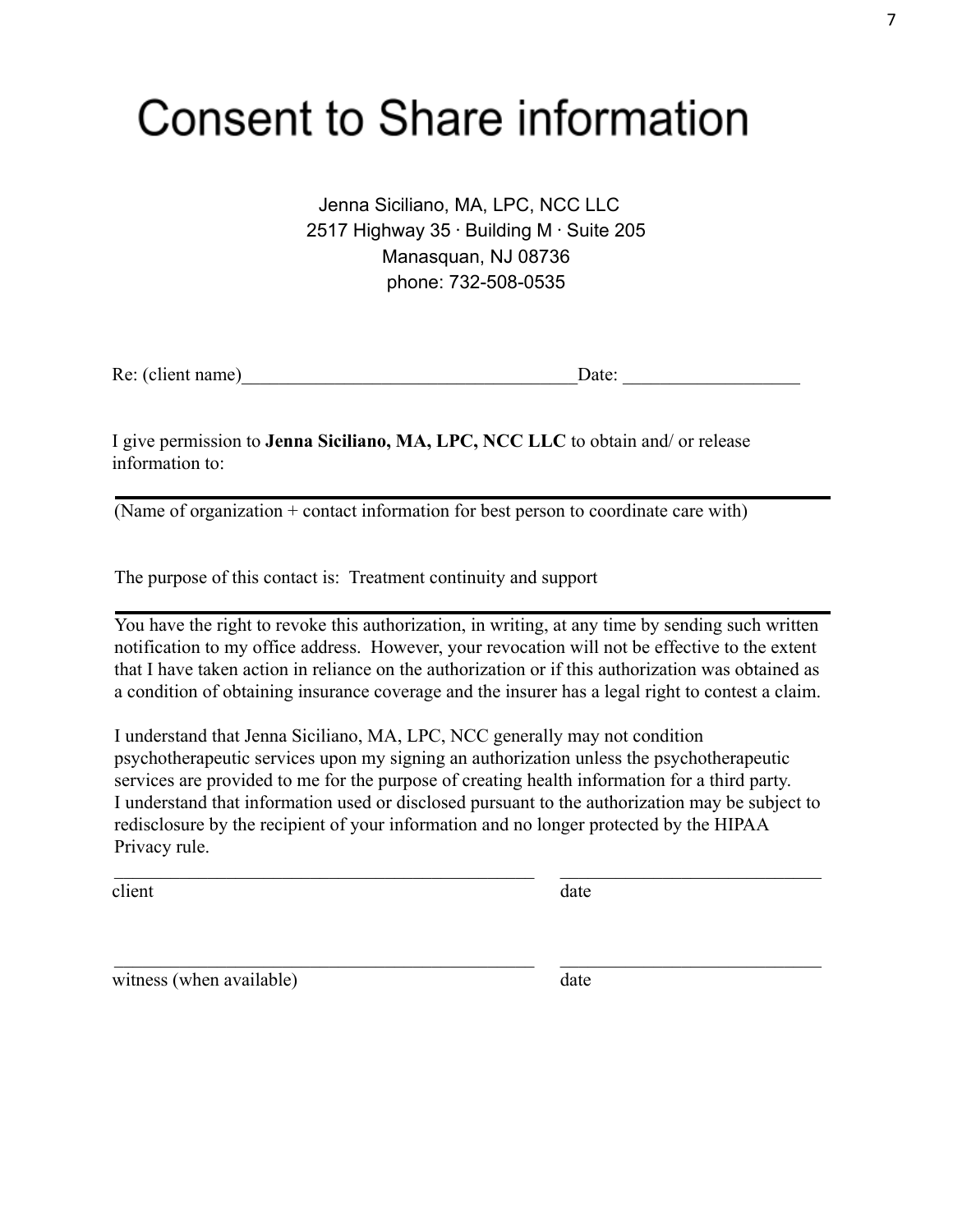# Consent to Share information

Jenna Siciliano, MA, LPC, NCC LLC
2517 Highway 35 · Building M · Suite 205
Manasquan, NJ 08736
phone: 732-508-0535

Re: (client name)_____________________________________Date: ___________________

I give permission to **Jenna Siciliano, MA, LPC, NCC LLC** to obtain and/ or release information to:

___

(Name of organization + contact information for best person to coordinate care with)

The purpose of this contact is: Treatment continuity and support

___

You have the right to revoke this authorization, in writing, at any time by sending such written notification to my office address. However, your revocation will not be effective to the extent that I have taken action in reliance on the authorization or if this authorization was obtained as a condition of obtaining insurance coverage and the insurer has a legal right to contest a claim.

I understand that Jenna Siciliano, MA, LPC, NCC generally may not condition psychotherapeutic services upon my signing an authorization unless the psychotherapeutic services are provided to me for the purpose of creating health information for a third party. I understand that information used or disclosed pursuant to the authorization may be subject to redisclosure by the recipient of your information and no longer protected by the HIPAA Privacy rule.

_____________________________________________ ____________________________
client date

_____________________________________________ ____________________________
witness (when available) date